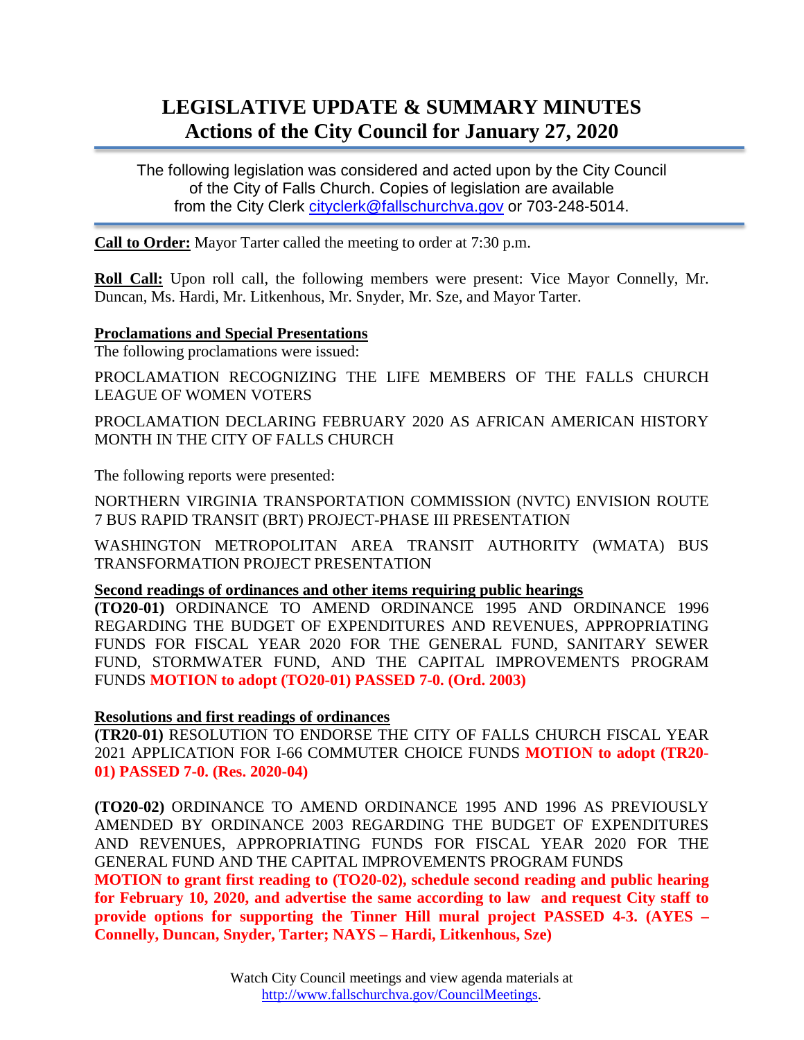# LEGISLATIVE UPDATE & SUMMARY MINUTES
## Actions of the City Council for January 27, 2020

The following legislation was considered and acted upon by the City Council of the City of Falls Church. Copies of legislation are available from the City Clerk cityclerk@fallschurchva.gov or 703-248-5014.

**Call to Order:** Mayor Tarter called the meeting to order at 7:30 p.m.

**Roll Call:** Upon roll call, the following members were present: Vice Mayor Connelly, Mr. Duncan, Ms. Hardi, Mr. Litkenhous, Mr. Snyder, Mr. Sze, and Mayor Tarter.

**Proclamations and Special Presentations**

The following proclamations were issued:

PROCLAMATION RECOGNIZING THE LIFE MEMBERS OF THE FALLS CHURCH LEAGUE OF WOMEN VOTERS

PROCLAMATION DECLARING FEBRUARY 2020 AS AFRICAN AMERICAN HISTORY MONTH IN THE CITY OF FALLS CHURCH

The following reports were presented:

NORTHERN VIRGINIA TRANSPORTATION COMMISSION (NVTC) ENVISION ROUTE 7 BUS RAPID TRANSIT (BRT) PROJECT-PHASE III PRESENTATION

WASHINGTON METROPOLITAN AREA TRANSIT AUTHORITY (WMATA) BUS TRANSFORMATION PROJECT PRESENTATION

**Second readings of ordinances and other items requiring public hearings**

**(TO20-01)** ORDINANCE TO AMEND ORDINANCE 1995 AND ORDINANCE 1996 REGARDING THE BUDGET OF EXPENDITURES AND REVENUES, APPROPRIATING FUNDS FOR FISCAL YEAR 2020 FOR THE GENERAL FUND, SANITARY SEWER FUND, STORMWATER FUND, AND THE CAPITAL IMPROVEMENTS PROGRAM FUNDS **MOTION to adopt (TO20-01) PASSED 7-0. (Ord. 2003)**

**Resolutions and first readings of ordinances**

**(TR20-01)** RESOLUTION TO ENDORSE THE CITY OF FALLS CHURCH FISCAL YEAR 2021 APPLICATION FOR I-66 COMMUTER CHOICE FUNDS **MOTION to adopt (TR20-01) PASSED 7-0. (Res. 2020-04)**

**(TO20-02)** ORDINANCE TO AMEND ORDINANCE 1995 AND 1996 AS PREVIOUSLY AMENDED BY ORDINANCE 2003 REGARDING THE BUDGET OF EXPENDITURES AND REVENUES, APPROPRIATING FUNDS FOR FISCAL YEAR 2020 FOR THE GENERAL FUND AND THE CAPITAL IMPROVEMENTS PROGRAM FUNDS
**MOTION to grant first reading to (TO20-02), schedule second reading and public hearing for February 10, 2020, and advertise the same according to law and request City staff to provide options for supporting the Tinner Hill mural project PASSED 4-3. (AYES – Connelly, Duncan, Snyder, Tarter; NAYS – Hardi, Litkenhous, Sze)**

Watch City Council meetings and view agenda materials at http://www.fallschurchva.gov/CouncilMeetings.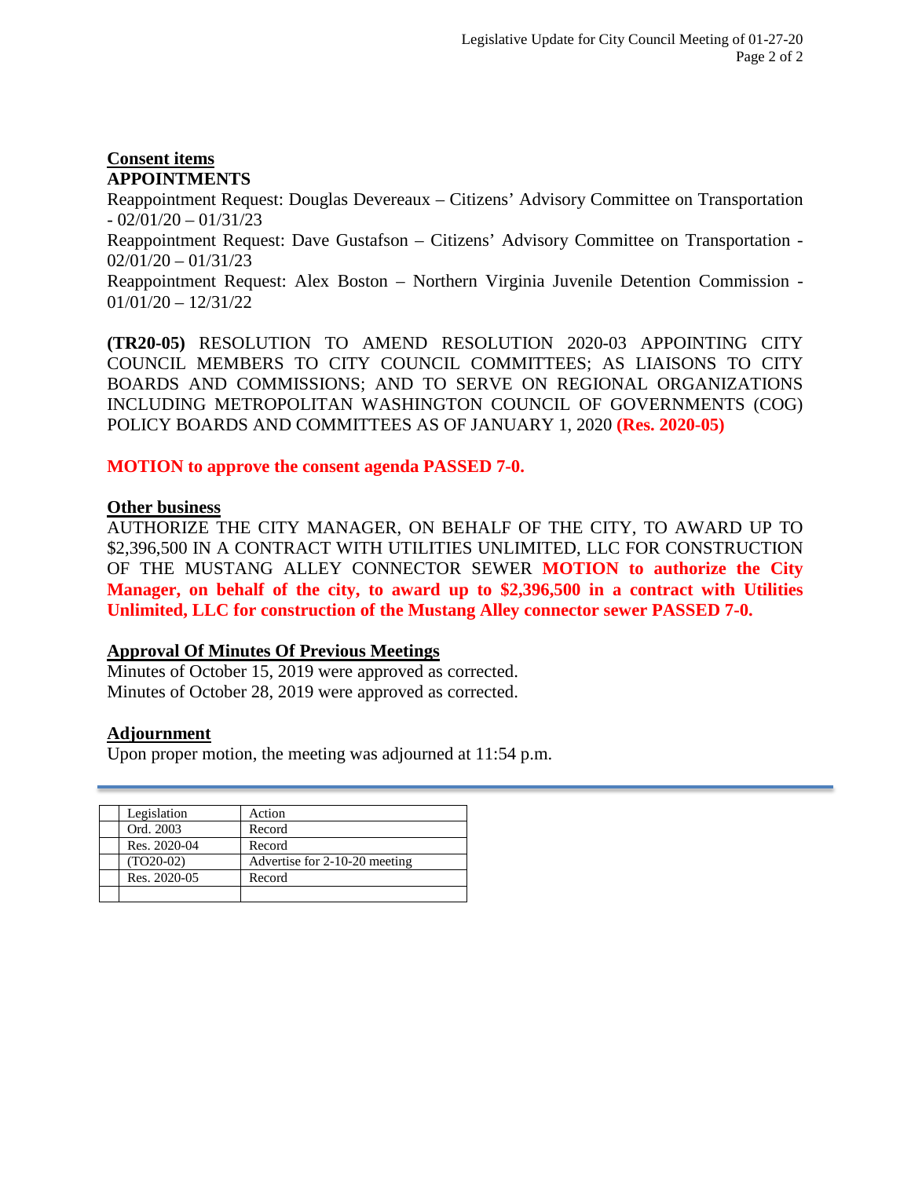**Consent items**

**APPOINTMENTS**

Reappointment Request: Douglas Devereaux – Citizens' Advisory Committee on Transportation - 02/01/20 – 01/31/23

Reappointment Request: Dave Gustafson – Citizens' Advisory Committee on Transportation - 02/01/20 – 01/31/23

Reappointment Request: Alex Boston – Northern Virginia Juvenile Detention Commission - 01/01/20 – 12/31/22

**(TR20-05)** RESOLUTION TO AMEND RESOLUTION 2020-03 APPOINTING CITY COUNCIL MEMBERS TO CITY COUNCIL COMMITTEES; AS LIAISONS TO CITY BOARDS AND COMMISSIONS; AND TO SERVE ON REGIONAL ORGANIZATIONS INCLUDING METROPOLITAN WASHINGTON COUNCIL OF GOVERNMENTS (COG) POLICY BOARDS AND COMMITTEES AS OF JANUARY 1, 2020 **(Res. 2020-05)**

**MOTION to approve the consent agenda PASSED 7-0.**

**Other business**

AUTHORIZE THE CITY MANAGER, ON BEHALF OF THE CITY, TO AWARD UP TO $2,396,500 IN A CONTRACT WITH UTILITIES UNLIMITED, LLC FOR CONSTRUCTION OF THE MUSTANG ALLEY CONNECTOR SEWER **MOTION to authorize the City Manager, on behalf of the city, to award up to $2,396,500 in a contract with Utilities Unlimited, LLC for construction of the Mustang Alley connector sewer PASSED 7-0.**

**Approval Of Minutes Of Previous Meetings**

Minutes of October 15, 2019 were approved as corrected.

Minutes of October 28, 2019 were approved as corrected.

**Adjournment**

Upon proper motion, the meeting was adjourned at 11:54 p.m.

| | Legislation | Action |
|---|---|---|
| | Ord. 2003 | Record |
| | Res. 2020-04 | Record |
| | (TO20-02) | Advertise for 2-10-20 meeting |
| | Res. 2020-05 | Record |
| | | |